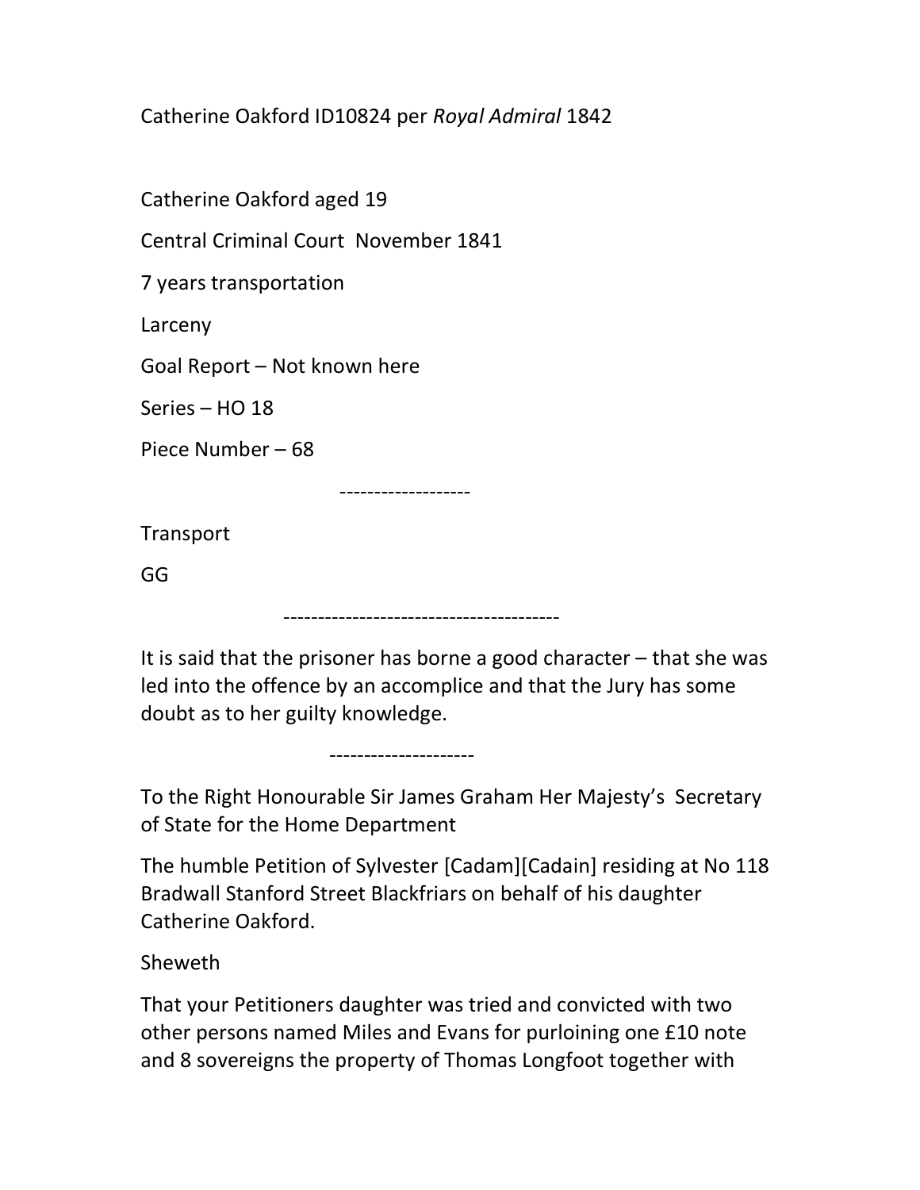Catherine Oakford ID10824 per *Royal Admiral* 1842

Catherine Oakford aged 19

Central Criminal Court November 1841

7 years transportation

Larceny

Goal Report – Not known here

Series – HO 18

Piece Number – 68

-------------------

Transport

GG

----------------------------------------

It is said that the prisoner has borne a good character – that she was led into the offence by an accomplice and that the Jury has some doubt as to her guilty knowledge.

---------------------

To the Right Honourable Sir James Graham Her Majesty's Secretary of State for the Home Department

The humble Petition of Sylvester [Cadam][Cadain] residing at No 118 Bradwall Stanford Street Blackfriars on behalf of his daughter Catherine Oakford.

Sheweth

That your Petitioners daughter was tried and convicted with two other persons named Miles and Evans for purloining one £10 note and 8 sovereigns the property of Thomas Longfoot together with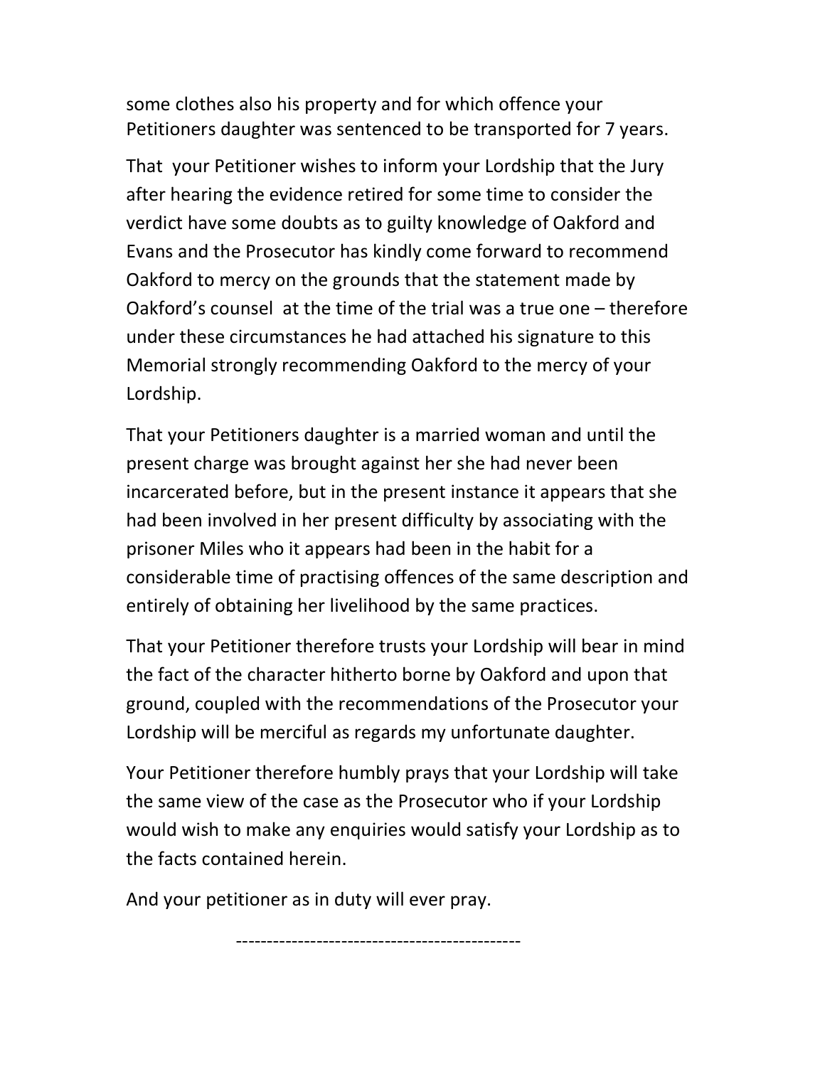some clothes also his property and for which offence your Petitioners daughter was sentenced to be transported for 7 years.

That your Petitioner wishes to inform your Lordship that the Jury after hearing the evidence retired for some time to consider the verdict have some doubts as to guilty knowledge of Oakford and Evans and the Prosecutor has kindly come forward to recommend Oakford to mercy on the grounds that the statement made by Oakford's counsel at the time of the trial was a true one – therefore under these circumstances he had attached his signature to this Memorial strongly recommending Oakford to the mercy of your Lordship.

That your Petitioners daughter is a married woman and until the present charge was brought against her she had never been incarcerated before, but in the present instance it appears that she had been involved in her present difficulty by associating with the prisoner Miles who it appears had been in the habit for a considerable time of practising offences of the same description and entirely of obtaining her livelihood by the same practices.

That your Petitioner therefore trusts your Lordship will bear in mind the fact of the character hitherto borne by Oakford and upon that ground, coupled with the recommendations of the Prosecutor your Lordship will be merciful as regards my unfortunate daughter.

Your Petitioner therefore humbly prays that your Lordship will take the same view of the case as the Prosecutor who if your Lordship would wish to make any enquiries would satisfy your Lordship as to the facts contained herein.

And your petitioner as in duty will ever pray.

---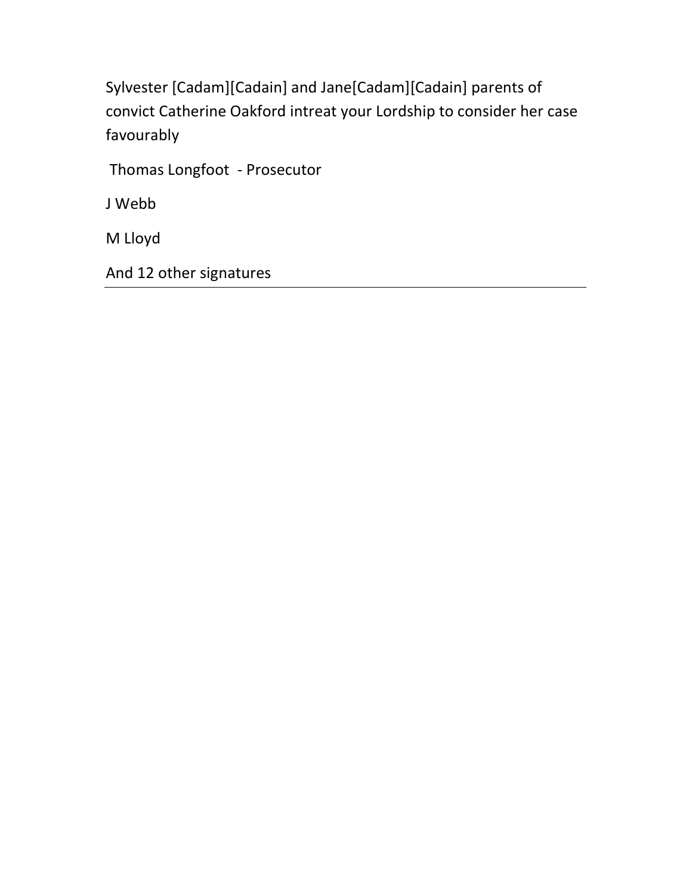Sylvester [Cadam][Cadain] and Jane[Cadam][Cadain] parents of convict Catherine Oakford intreat your Lordship to consider her case favourably

Thomas Longfoot - Prosecutor

J Webb

M Lloyd

And 12 other signatures

---